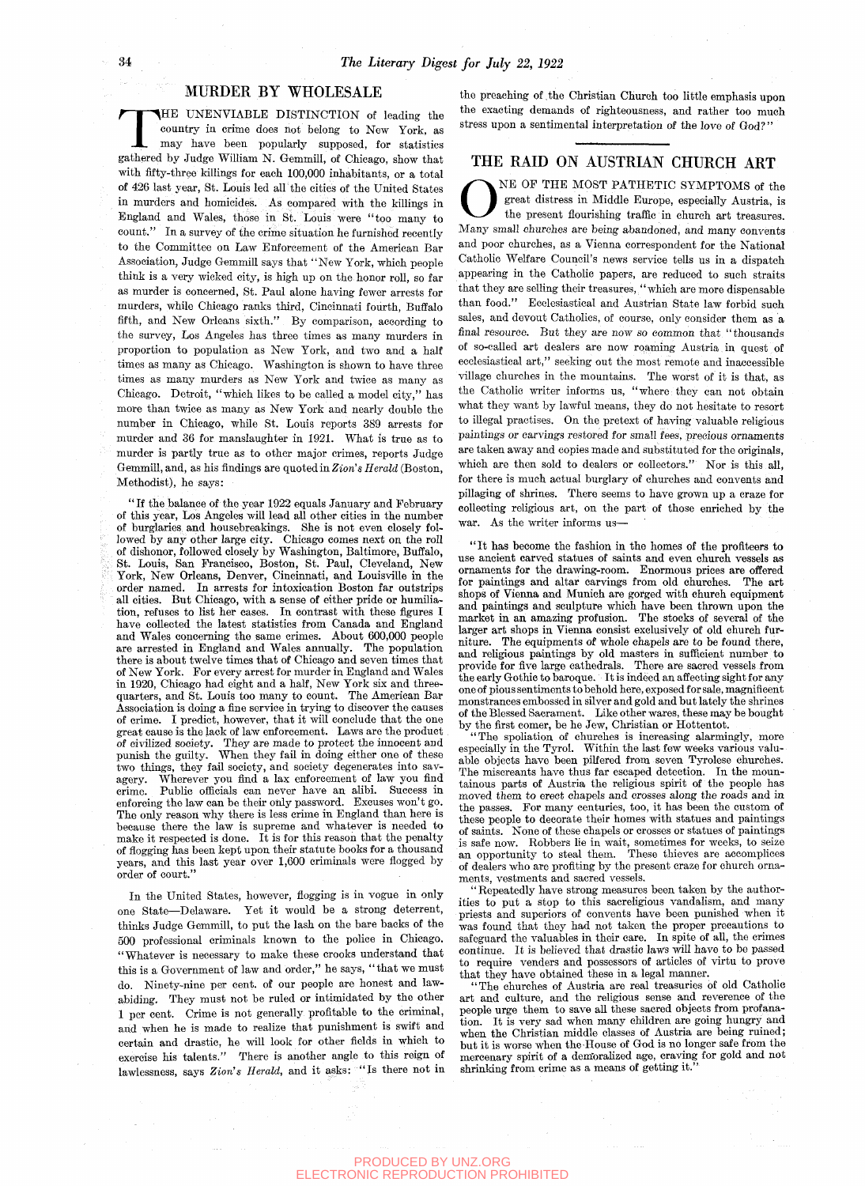## MURDER BY WHOLESALE

THE UNENVIABLE DISTINCTION of leading the country in crime does not belong to New York, as may have been popularly supposed, for statistics gathered by Judge William N. Gemmill, of Chicago, show that with fifty-three killings for each 100,000 inhabitants, or a total of 426 last year, St. Louis led all the cities of the United States in murders and homicides. As compared with the killings in England and Wales, those in St. Louis were "too many to count." In a survey of the crime situation he furnished recently to the Committee on Law Enforcement of the American Bar Association, Judge Gemmill says that "New York, which people think is a very wicked city, is high up on the honor roll, so far as murder is concerned, St. Paul alone having fewer arrests for murders, while Chicago ranks third, Cincinnati fourth, Buffalo fifth, and New Orleans sixth." By comparison, according to the survey, Los Angeles has three times as many murders in proportion to population as New York, and two and a half times as many as Chicago. Washington is shown to have three times as many murders as New York and twice as many as Chicago. Detroit, "which likes to be called a model city," has more than twice as many as New York and nearly double the number in Chicago, while St. Louis reports 389 arrests for murder and 36 for manslaughter in 1921. What is true as to murder is partly true as to other major crimes, reports Judge Gemmill, and, as his findings are quoted in *Zion's Herald* (Boston, Methodist), he says:

"If the balance of the year 1922 equals January and February of this year, Los Angeles will lead all other cities in the number of burglaries and housebreakings. She is not even closely followed by any other large city. Chicago comes next on the roll of dishonor, followed closely by Washington, Baltimore, Buffalo, St. Louis, San Francisco, Boston, St. Paul, Cleveland, New York, New Orleans, Denver, Cincinnati, and Louisville in the order named. In arrests for intoxication Boston far outstrips all cities. But Chicago, with a sense of either pride or humiliation, refuses to list her cases. In contrast with these figures I have collected the latest statistics from Canada and England and Wales concerning the same crimes. About 600,000 people are arrested in England and Wales annually. The population there is about twelve times that of Chicago and seven times that of New York. For every arrest for murder in England and Wales in 1920, Chicago had eight and a half, New York six and three-quarters, and St. Louis too many to count. The American Bar Association is doing a fine service in trying to discover the causes of crime. I predict, however, that it will conclude that the one great cause is the lack of law enforcement. Laws are the product of civilized society. They are made to protect the innocent and punish the guilty. When they fail in doing either one of these two things, they fail society, and society degenerates into savagery. Wherever you find a lax enforcement of law you find crime. Public officials can never have an alibi. Success in enforcing the law can be their only password. Excuses won't go. The only reason why there is less crime in England than here is because there the law is supreme and whatever is needed to make it respected is done. It is for this reason that the penalty of flogging has been kept upon their statute books for a thousand years, and this last year over 1,600 criminals were flogged by order of court."

In the United States, however, flogging is in vogue in only one State—Delaware. Yet it would be a strong deterrent, thinks Judge Gemmill, to put the lash on the bare backs of the 500 professional criminals known to the police in Chicago. "Whatever is necessary to make these crooks understand that this is a Government of law and order," he says, "that we must do. Ninety-nine per cent. of our people are honest and law-abiding. They must not be ruled or intimidated by the other 1 per cent. Crime is not generally profitable to the criminal, and when he is made to realize that punishment is swift and certain and drastic, he will look for other fields in which to exercise his talents." There is another angle to this reign of lawlessness, says *Zion's Herald*, and it asks: "Is there not in the preaching of the Christian Church too little emphasis upon the exacting demands of righteousness, and rather too much stress upon a sentimental interpretation of the love of God?"

## THE RAID ON AUSTRIAN CHURCH ART

ONE OF THE MOST PATHETIC SYMPTOMS of the great distress in Middle Europe, especially Austria, is the present flourishing traffic in church art treasures. *Many small churches are being abandoned,* and many convents and poor churches, as a Vienna correspondent for the National Catholic Welfare Council's news service tells us in a dispatch appearing in the Catholic papers, are reduced to such straits that they are selling their treasures, "which are more dispensable than food." Ecclesiastical and Austrian State law forbid such sales, and devout Catholics, of course, only consider them as a final resource. But they are now so common that "thousands of so-called art dealers are now roaming Austria in quest of ecclesiastical art," seeking out the most remote and inaccessible village churches in the mountains. The worst of it is that, as the Catholic writer informs us, "where they can not obtain what they want by lawful means, they do not hesitate to resort to illegal practises. On the pretext of having valuable religious paintings or carvings restored for small fees, precious ornaments are taken away and copies made and substituted for the originals, which are then sold to dealers or collectors." Nor is this all, for there is much actual burglary of churches and convents and pillaging of shrines. There seems to have grown up a craze for collecting religious art, on the part of those enriched by the war. As the writer informs us—

"It has become the fashion in the homes of the profiteers to use ancient carved statues of saints and even church vessels as ornaments for the drawing-room. Enormous prices are offered for paintings and altar carvings from old churches. The art shops of Vienna and Munich are gorged with church equipment and paintings and sculpture which have been thrown upon the market in an amazing profusion. The stocks of several of the larger art shops in Vienna consist exclusively of old church furniture. The equipments of whole chapels are to be found there, and religious paintings by old masters in sufficient number to provide for five large cathedrals. There are sacred vessels from the early Gothic to baroque. It is indeed an affecting sight for any one of pious sentiments to behold here, exposed for sale, magnificent monstrances embossed in silver and gold and but lately the shrines of the Blessed Sacrament. Like other wares, these may be bought by the first comer, be he Jew, Christian or Hottentot.

"The spoliation of churches is increasing alarmingly, more especially in the Tyrol. Within the last few weeks various valuable objects have been pilfered from seven Tyrolese churches. The miscreants have thus far escaped detection. In the mountainous parts of Austria the religious spirit of the people has moved them to erect chapels and crosses along the roads and in the passes. For many centuries, too, it has been the custom of these people to decorate their homes with statues and paintings of saints. None of these chapels or crosses or statues of paintings is safe now. Robbers lie in wait, sometimes for weeks, to seize an opportunity to steal them. These thieves are accomplices of dealers who are profiting by the present craze for church ornaments, vestments and sacred vessels.

"Repeatedly have strong measures been taken by the authorities to put a stop to this sacreligious vandalism, and many priests and superiors of convents have been punished when it was found that they had not taken the proper precautions to safeguard the valuables in their care. In spite of all, the crimes continue. It is believed that drastic laws will have to be passed to require venders and possessors of articles of virtu to prove that they have obtained these in a legal manner.

"The churches of Austria are real treasuries of old Catholic art and culture, and the religious sense and reverence of the people urge them to save all these sacred objects from profanation. It is very sad when many children are going hungry and when the Christian middle classes of Austria are being ruined; but it is worse when the House of God is no longer safe from the mercenary spirit of a demoralized age, craving for gold and not shrinking from crime as a means of getting it."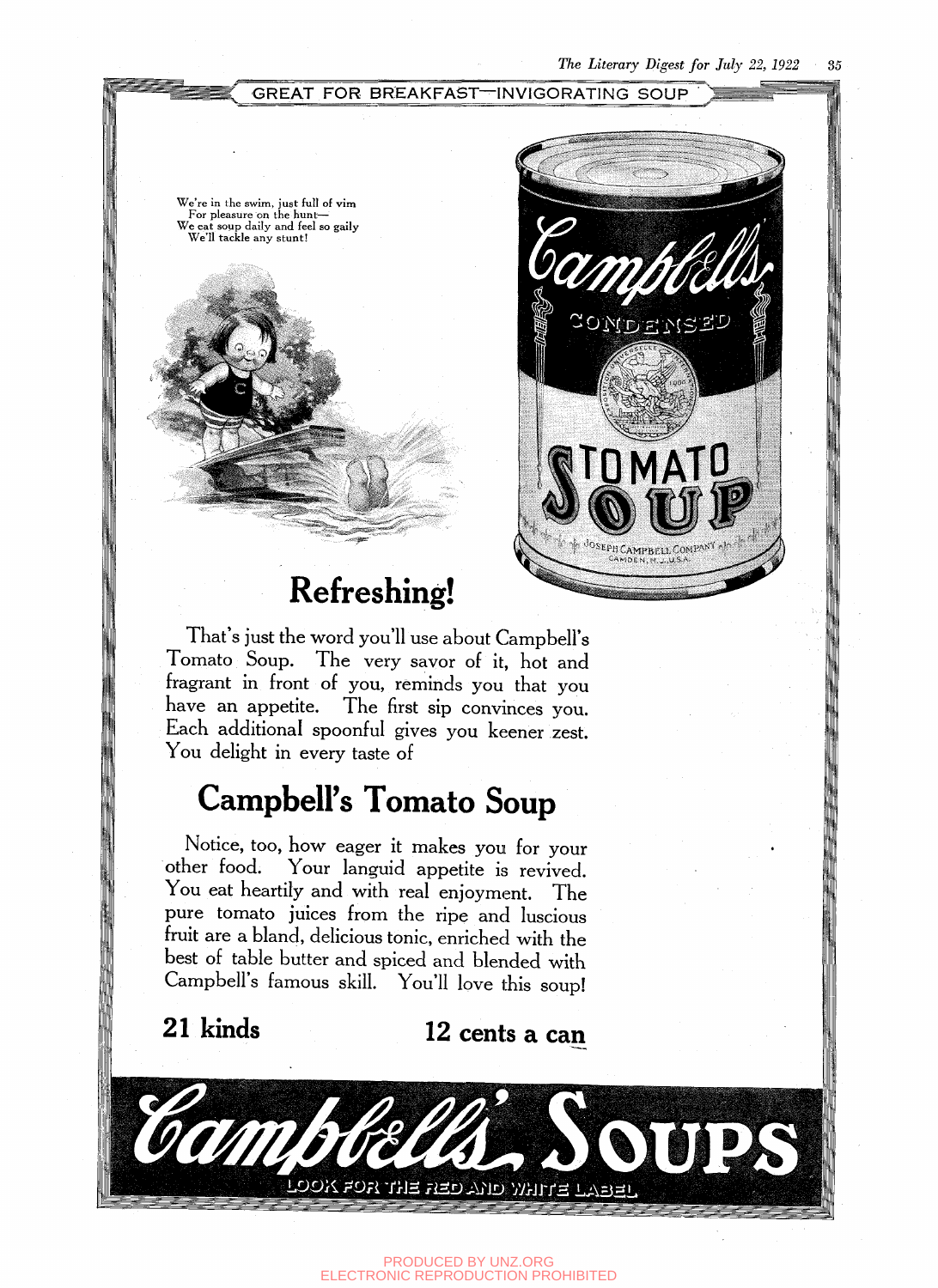GREAT FOR BREAKFAST—INVIGORATING SOUP

We're in the swim, just full of vim
For pleasure on the hunt—
We eat soup daily and feel so gaily
We'll tackle any stunt!

# Refreshing!

That's just the word you'll use about Campbell's Tomato Soup. The very savor of it, hot and fragrant in front of you, reminds you that you have an appetite. The first sip convinces you. Each additional spoonful gives you keener zest. You delight in every taste of

## Campbell's Tomato Soup

Notice, too, how eager it makes you for your other food. Your languid appetite is revived. You eat heartily and with real enjoyment. The pure tomato juices from the ripe and luscious fruit are a bland, delicious tonic, enriched with the best of table butter and spiced and blended with Campbell's famous skill. You'll love this soup!

**21 kinds** **12 cents a can**

# Campbell's Soups

LOOK FOR THE RED AND WHITE LABEL